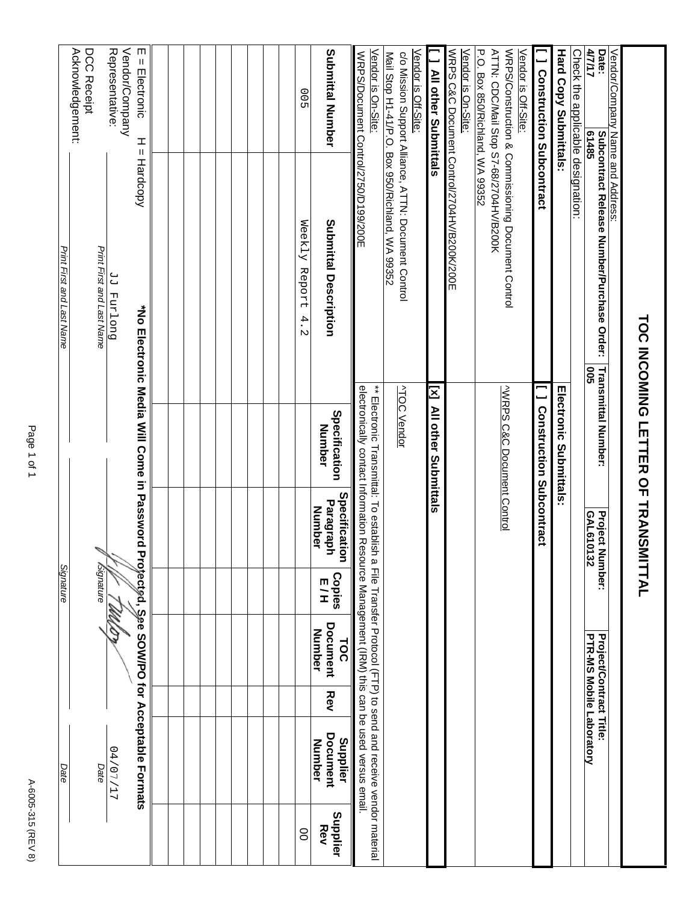# TOC INCOMING LETTER OF TRANSMITTAL

| Vendor/Company Name and Address: | | |
|---|---|---|
| **Date:** 4/7/17 **Subcontract Release Number/Purchase Order:** 61485 | **Transmittal Number:** 005 | **Project Number:** GAL610132 | **Project/Contract Title:** PTR-MS Mobile Laboratory |

Check the applicable designation:

| **Hard Copy Submittals:** | **Electronic Submittals:** |
|---|---|
| **[ ] Construction Subcontract** | **[ ] Construction Subcontract** |
| Vendor is Off-Site: WRPS/Construction & Commissioning Document Control ATTN: CDC/Mail Stop S7-68/2704HV/B200K P.O. Box 850/Richland, WA 99352 | ^WRPS C&C Document Control |
| Vendor is On-Site: WRPS C&C Document Control/2704HV/B200K/200E | |
| **[ ] All other Submittals** | **[x] All other Submittals** |
| Vendor is Off-Site: c/o Mission Support Alliance, ATTN: Document Control Mail Stop H1-41/P.O. Box 950/Richland, WA 99352 | ^TOC Vendor |
| Vendor is On-Site: WRPS/Document Control/2750/D199/200E | ** Electronic Transmittal: To establish a File Transfer Protocol (FTP) to send and receive vendor material electronically contact Information Resource Management (IRM) this can be used versus email. |

| Submittal Number | Submittal Description | Specification Number | Specification Paragraph Number | Copies E / H | TOC Document Number | Rev | Supplier Document Number | Supplier Rev |
|---|---|---|---|---|---|---|---|---|
| 005 | Weekly Report 4.2 | | | | | | | 00 |
| | | | | | | | | |
| | | | | | | | | |
| | | | | | | | | |
| | | | | | | | | |
| | | | | | | | | |
| | | | | | | | | |
| | | | | | | | | |
| | | | | | | | | |
| | | | | | | | | |
| | | | | | | | | |
| | | | | | | | | |

E = Electronic H = Hardcopy **\*No Electronic Media Will Come in Password Protected, See SOW/PO for Acceptable Formats**

| | Print First and Last Name | Signature | Date |
|---|---|---|---|
| Vendor/Company Representative: | JJ Furlong | [Signature] | 04/07/17 |
| DCC Receipt Acknowledgement: | | | |

A-6005-315 (REV 8)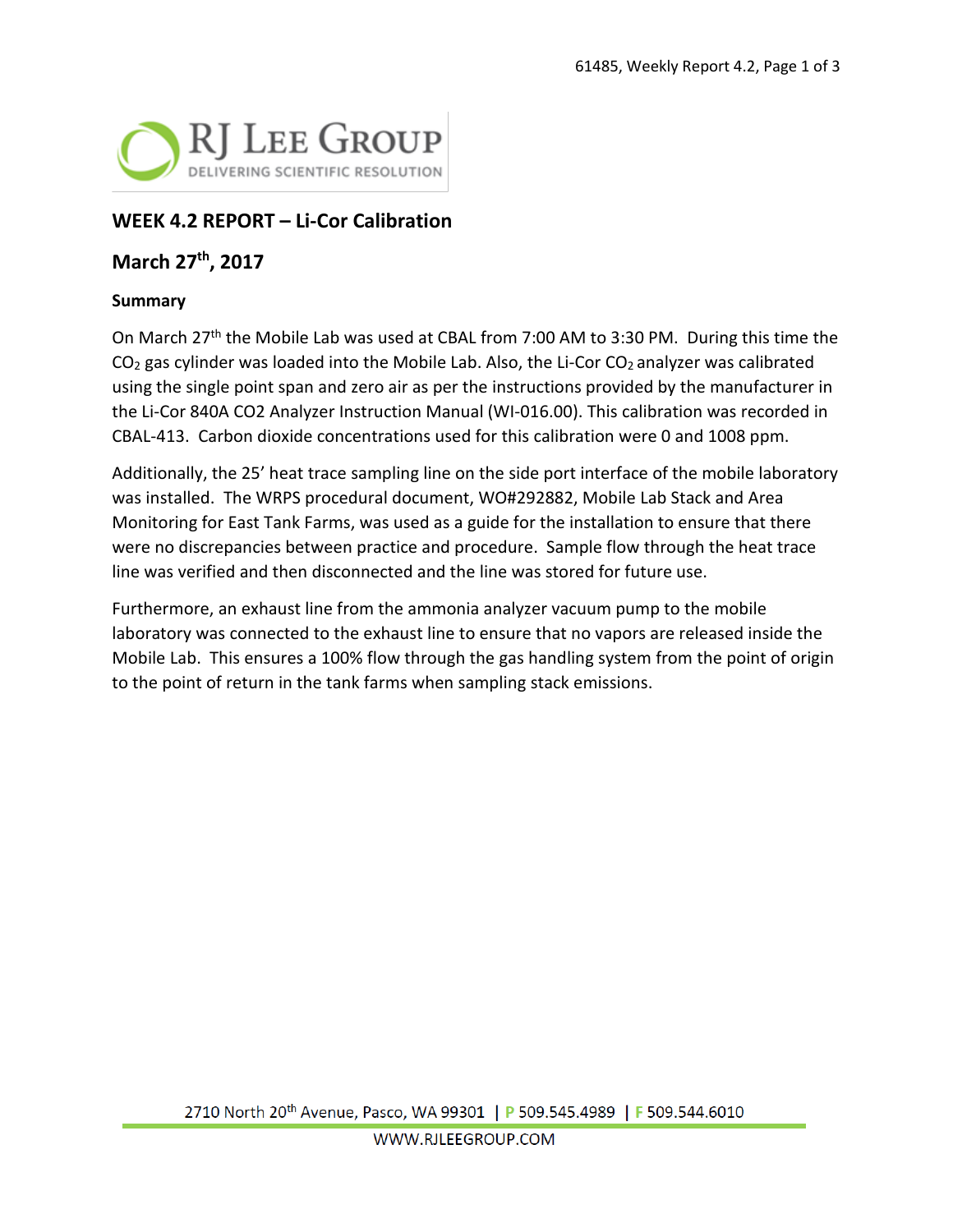## WEEK 4.2 REPORT – Li-Cor Calibration

## March 27th, 2017

### Summary

On March 27th the Mobile Lab was used at CBAL from 7:00 AM to 3:30 PM. During this time the $CO_2$ gas cylinder was loaded into the Mobile Lab. Also, the Li-Cor $CO_2$ analyzer was calibrated using the single point span and zero air as per the instructions provided by the manufacturer in the Li-Cor 840A CO2 Analyzer Instruction Manual (WI-016.00). This calibration was recorded in CBAL-413. Carbon dioxide concentrations used for this calibration were 0 and 1008 ppm.

Additionally, the 25' heat trace sampling line on the side port interface of the mobile laboratory was installed. The WRPS procedural document, WO#292882, Mobile Lab Stack and Area Monitoring for East Tank Farms, was used as a guide for the installation to ensure that there were no discrepancies between practice and procedure. Sample flow through the heat trace line was verified and then disconnected and the line was stored for future use.

Furthermore, an exhaust line from the ammonia analyzer vacuum pump to the mobile laboratory was connected to the exhaust line to ensure that no vapors are released inside the Mobile Lab. This ensures a 100% flow through the gas handling system from the point of origin to the point of return in the tank farms when sampling stack emissions.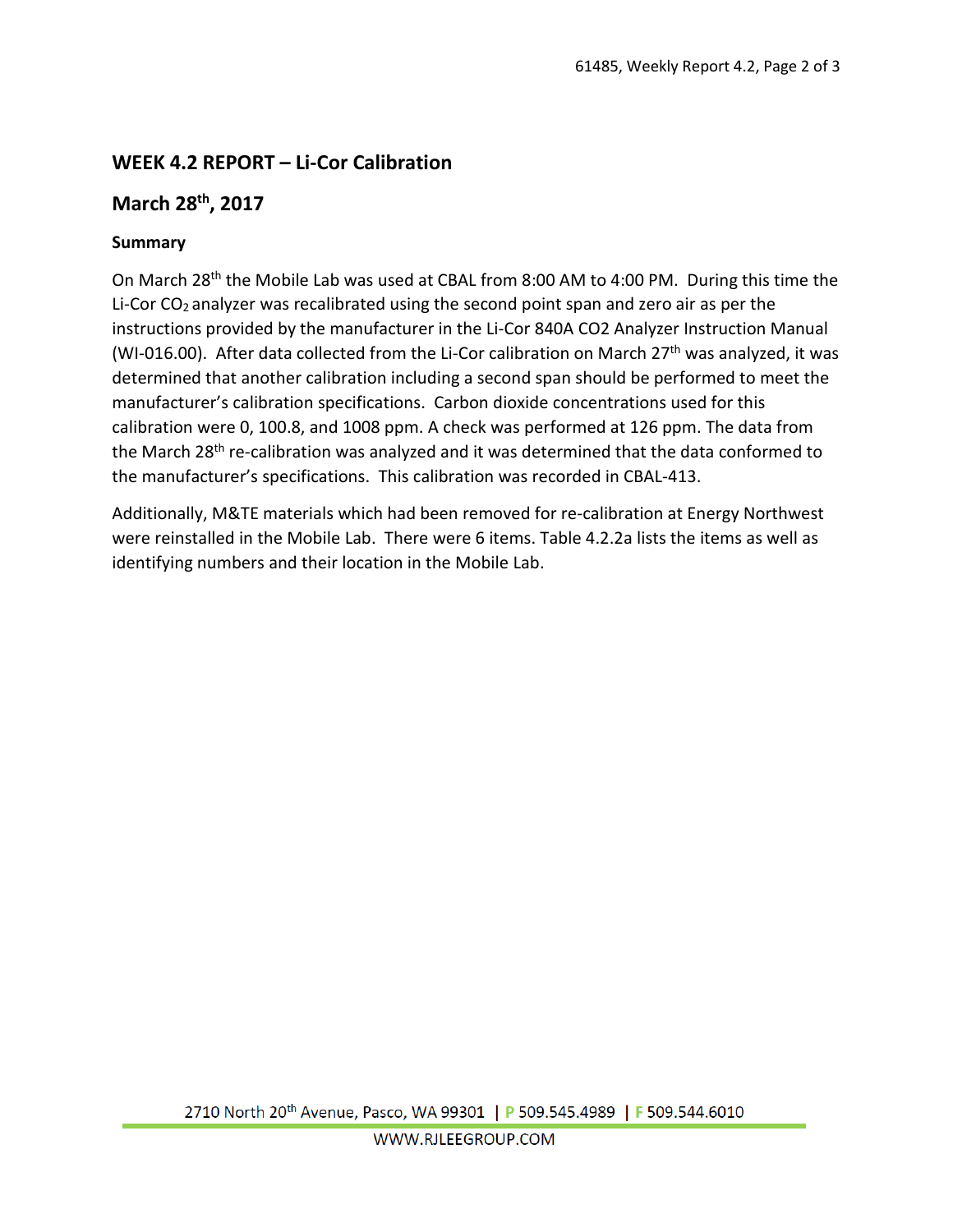## WEEK 4.2 REPORT – Li-Cor Calibration

## March 28th, 2017

### Summary

On March 28th the Mobile Lab was used at CBAL from 8:00 AM to 4:00 PM. During this time the Li-Cor $CO_2$ analyzer was recalibrated using the second point span and zero air as per the instructions provided by the manufacturer in the Li-Cor 840A CO2 Analyzer Instruction Manual (WI-016.00). After data collected from the Li-Cor calibration on March 27th was analyzed, it was determined that another calibration including a second span should be performed to meet the manufacturer's calibration specifications. Carbon dioxide concentrations used for this calibration were 0, 100.8, and 1008 ppm. A check was performed at 126 ppm. The data from the March 28th re-calibration was analyzed and it was determined that the data conformed to the manufacturer's specifications. This calibration was recorded in CBAL-413.

Additionally, M&TE materials which had been removed for re-calibration at Energy Northwest were reinstalled in the Mobile Lab. There were 6 items. Table 4.2.2a lists the items as well as identifying numbers and their location in the Mobile Lab.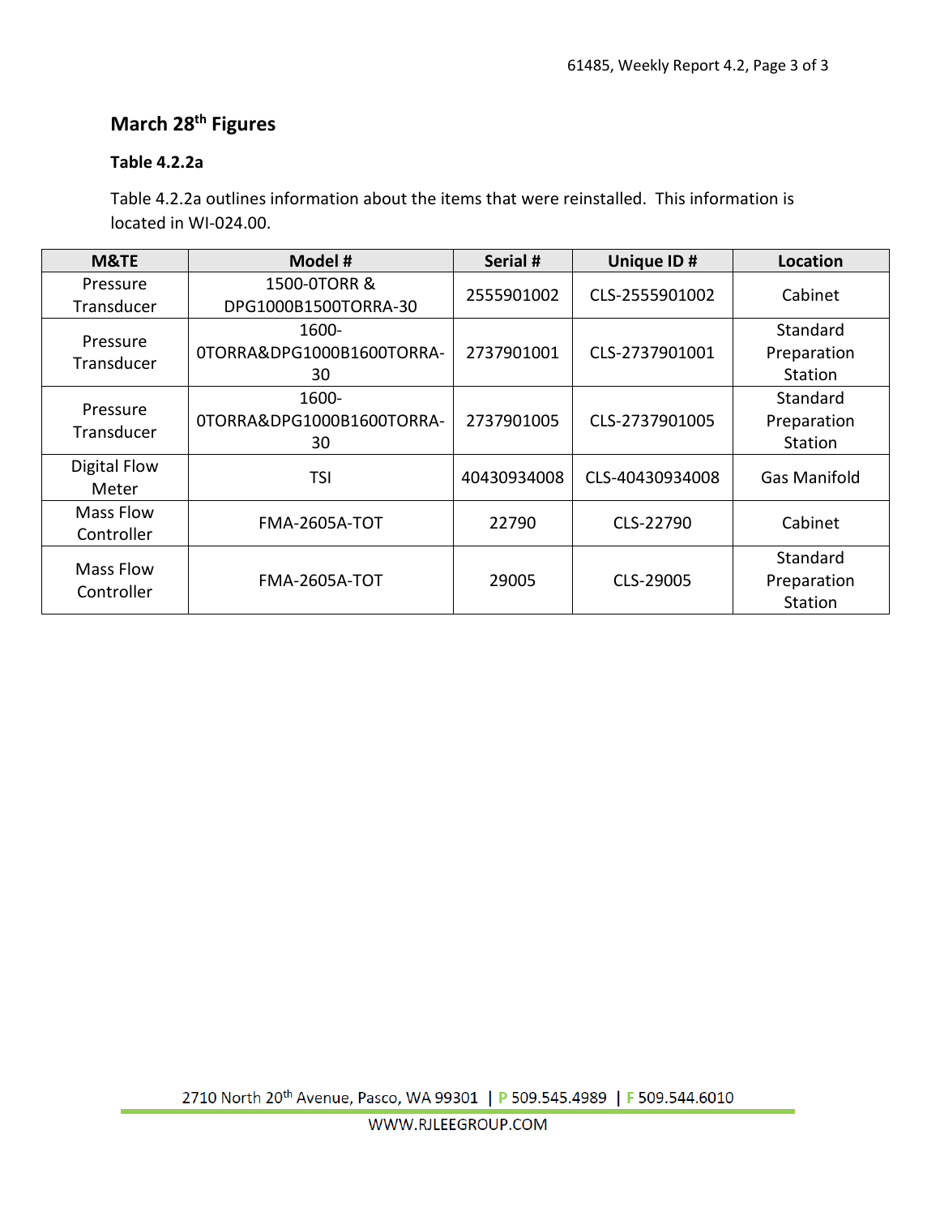## March 28th Figures

### Table 4.2.2a

Table 4.2.2a outlines information about the items that were reinstalled. This information is located in WI-024.00.

| M&TE | Model # | Serial # | Unique ID # | Location |
|---|---|---|---|---|
| Pressure Transducer | 1500-0TORR & DPG1000B1500TORRA-30 | 2555901002 | CLS-2555901002 | Cabinet |
| Pressure Transducer | 1600-0TORRA&DPG1000B1600TORRA-30 | 2737901001 | CLS-2737901001 | Standard Preparation Station |
| Pressure Transducer | 1600-0TORRA&DPG1000B1600TORRA-30 | 2737901005 | CLS-2737901005 | Standard Preparation Station |
| Digital Flow Meter | TSI | 40430934008 | CLS-40430934008 | Gas Manifold |
| Mass Flow Controller | FMA-2605A-TOT | 22790 | CLS-22790 | Cabinet |
| Mass Flow Controller | FMA-2605A-TOT | 29005 | CLS-29005 | Standard Preparation Station |